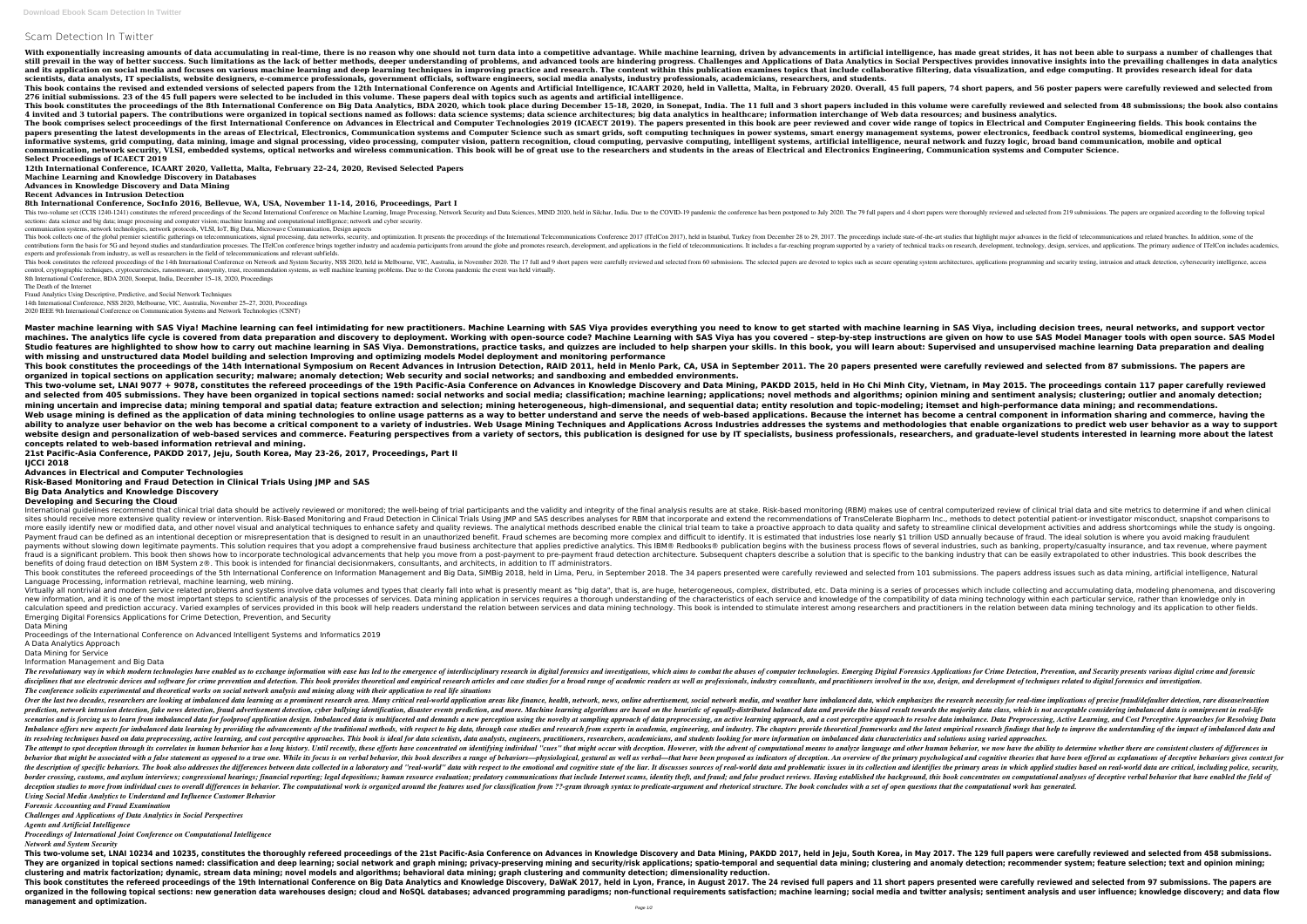# **Scam Detection In Twitter**

With exponentially increasing amounts of data accumulating in real-time, there is no reason why one should not turn data into a competitive advantage. While machine learning, driven by advancements in artificial intelligen still prevail in the way of better success. Such limitations as the lack of better methods, deeper understanding of problems, and advanced tools are hindering progress. Challenges and Applications of Data Analytics in Soci and its application on social media and focuses on various machine learning and deep learning and deep learning techniques in improving practice and research. The content within this publication, and edge computing. It pro **scientists, data analysts, IT specialists, website designers, e-commerce professionals, government officials, software engineers, social media analysts, industry professionals, academicians, researchers, and students.** This book contains the revised and extended versions of selected papers from the 12th International Conference on Agents and Artificial Intelligence, ICAART 2020. Overall, 45 full papers, 74 short papers, and 56 poster pap **276 initial submissions. 23 of the 45 full papers were selected to be included in this volume. These papers deal with topics such as agents and artificial intelligence.** This book constitutes the proceedings of the 8th International Conference on Big Data Analytics, BDA 2020, which took place during December 15-18, 2020, in Sonepat, India. The 11 full and 3 short papers included in this vo 4 invited and 3 tutorial papers. The contributions were organized in topical sections named as follows: data science systems; data science architectures; big data analytics in healthcare; information interchange of Web dat The book comprises select proceedings of the first International Conference on Advances in Electrical and Computer Technologies 2019 (ICAECT 2019). The papers presented in this book are peer reviewed and cover wide range o papers presenting the latest developments in the areas of Electrical, Electronics, Communication systems and Computer Science such as smart energy management systems, power electronics, feedback control systems, biomedical informative systems, grid computing, data mining, image and signal processing, video processing, video processing, computer vision, pattern recognition, cloud computing, intelligent systems, artificial intelligence, neural communication, network security. VLSI, embedded systems, optical networks and wireless communication. This book will be of great use to the researchers and Electrical and Electronics Engineering, Communication systems and **Select Proceedings of ICAECT 2019**

This two-volume set (CCIS 1240-1241) constitutes the refereed proceedings of the Second International Conference on Machine Learning, Image Processing, Network Security and Data Sciences, MIND 2020. The 79 full papers and sections: data science and big data; image processing and computer vision; machine learning and computational intelligence; network and cyber security.

This book collects one of the global premier scientific gatherings on telecommunications, signal processing, data networks, security, and optimization. It presents the proceedings include state-of-the-art studies that high contributions form the basis for 5G and beyond studies and standardization processes. The ITelCon conference brings together industry and academia participants from around the globe and promotes research, development, and experts and professionals from industry, as well as researchers in the field of telecommunications and relevant subfields.

This book constitutes the refereed proceedings of the 14th International Conference on Network and System Security, NSS 2020, held in Melbourne, VIC, Australia, in November 2020. The 17 full and 9 short papers were careful control, cryptographic techniques, cryptocurrencies, ransomware, anonymity, trust, recommendation systems, as well machine learning problems. Due to the Corona pandemic the event was held virtually. 8th International Conference, BDA 2020, Sonepat, India, December 15–18, 2020, Proceedings

**12th International Conference, ICAART 2020, Valletta, Malta, February 22–24, 2020, Revised Selected Papers Machine Learning and Knowledge Discovery in Databases**

**Advances in Knowledge Discovery and Data Mining**

**Recent Advances in Intrusion Detection**

**8th International Conference, SocInfo 2016, Bellevue, WA, USA, November 11-14, 2016, Proceedings, Part I**

communication systems, network technologies, network protocols, VLSI, IoT, Big Data, Microwave Communication, Design aspects

Master machine learning with SAS Viya! Machine learning can feel intimidating for new practitioners. Machine Learning with SAS Viya provides everything you need to know to get started with machine learning in SAS Viya, inc machines. The analytics life cycle is covered from data preparation and discovery to deployment. Working with open-source code? Machine Learning with SAS Viya has you covered - step-by-step instructions are given on how to Studio features are highlighted to show how to carry out machine learning in SAS Viya. Demonstrations, practice tasks, and quizzes are included to help sharpen your skills. In this book, you will learn about: Supervised an **with missing and unstructured data Model building and selection Improving and optimizing models Model deployment and monitoring performance** This book constitutes the proceedings of the 14th International Symposium on Recent Advances in Intrusion Detection, RAID 2011, held in Menlo Park, CA, USA in September 2011. The 20 papers presented were carefully reviewed **organized in topical sections on application security; malware; anomaly detection; Web security and social networks; and sandboxing and embedded environments.** This two-volume set, LNAI 9077 + 9078, constitutes the refereed proceedings of the 19th Pacific-Asia Conference on Advances in Knowledge Discovery and Data Mining, PAKDD 2015, held in Ho Chi Minh City, Vietnam, in May 2015 and selected from 405 submissions. They have been organized in topical sections named: social networks and social networks and algorithms; opinion mining and sentiment analysis; clustering; outlier and anomaly detection; mining uncertain and imprecise data; mining temporal and spatial data; feature extraction and selection; mining heterogeneous, high-dimensional, and topic-modeling; itemset and high-performance data mining; and recommendat Web usage mining is defined as the application of data mining technologies to online usage patterns as a way to better understand and serve the internet has become a central component in information sharing and commerce, h ability to analyze user behavior on the web has become a critical component to a variety of industries. Web Usage Mining Techniques and Applications Across Industries addresses the systems and methodologies that enable org website design and personalization of web-based services and commerce. Featuring perspectives from a variety of sectors, this publication is designed for use by IT specialists, business professionals, researchers, and grad **concepts related to web-based information retrieval and mining.**

The Death of the Internet

International guidelines recommend that clinical trial data should be actively reviewed or monitored; the well-being of trial participants and the validity and integrity of the final analysis results are at stake. Risk-bas sites should receive more extensive quality review or intervention. Risk-Based Monitoring and Fraud Detection in Clinical Trials Using IMP and SAS describes analyses for RBM that incorporate Biopharm Inc., methods to detec more easily identify new or modified data, and other novel visual and analytical techniques to enhance safety and quality reviews. The analytical methods described enable the clinical development activities and address sho Payment fraud can be defined as an intentional deception or misrepresentation that is designed to result in an unauthorized benefit. Fraud schemes are becoming more complex and difficult to identify. It is estimated that i payments without slowing down legitimate payments. This solution requires that you adopt a comprehensive fraud business architecture that applies predictive analytics. This IBM® Redbooks® publication begins with the busine fraud is a significant problem. This book then shows how to incorporate technological advancements that help you move from a post-payment to pre-payment fraud detection architecture. Subsequent chapters describe a solution benefits of doing fraud detection on IBM System z®. This book is intended for financial decisionmakers, consultants, and architects, in addition to IT administrators. This book constitutes the refereed proceedings of the 5th International Conference on Information Management and Big Data, SIMBig 2018, held in Lima, Peru, in September 2018. The 34 papers address issues such as data minin Language Processing, information retrieval, machine learning, web mining.

Fraud Analytics Using Descriptive, Predictive, and Social Network Techniques

14th International Conference, NSS 2020, Melbourne, VIC, Australia, November 25–27, 2020, Proceedings

2020 IEEE 9th International Conference on Communication Systems and Network Technologies (CSNT)

Virtually all nontrivial and modern service related problems and systems involve data volumes and types that clearly fall into what is presently meant as "big data", that is, are huge, heterogeneous, complex, distributed, new information, and it is one of the most important steps to scientific analysis of the processes of services. Data mining application in services requires a thorough understanding of the compatibility of data mining tech calculation speed and prediction accuracy. Varied examples of services provided in this book will help readers understand the relation between services and data mining technology. This book is intended to stimulate interes Emerging Digital Forensics Applications for Crime Detection, Prevention, and Security Data Mining

The revolutionary way in which modern technologies have enabled us to exchange information with ease has led to the emergence of interdisciplinary research in digital Forensics Applications for Crime Detection, Prevention, disciplines that use electronic devices and software for crime prevention and detection. This book provides theoretical and empirical research articles and case studies for a broad range of academic readers involved in the *The conference solicits experimental and theoretical works on social network analysis and mining along with their application to real life situations* Over the last two decades, researchers are looking at imbalanced data learning as a prominent research area. Many critical real-world application areas like finance, health, network, news, online advertisement, social netw prediction, network intrusion detection, fake news detection, fraud advertisement detection, cyber bullying identification, and more. Machine learning algorithms are based result towards the majority data class, which is n scenarios and is forcing us to learn from imbalanced data for foolproof application design. Imbalanced data is multifaceted and demands a new perceptive approach to resolve data imbalance. Data Preprocessing, Active Learni Imbalance offers new aspects for imbalanced data learning by providing the advancements of the traditional methods, with respect to big data, through case studies and the latest empirical research findings that help to imp its resolving techniques based on data preprocessing, active learning, and cost perceptive approaches. This book is ideal for data scientists, data analysts, engineers, practitioners, researchers, academicians, and student The attempt to spot deception through its correlates in human behavior has a long history. Until recently, these efforts have concentrated on identifying individual "cues" that might occur with deception. However, with the behavior that might be associated with a false statement as opposed to a true one. While its focus is on verbal behavior, this book describes a range of behaviors and cognitive the ories that have been offered as explanati the description of specific behaviors. The book also addresses the differences between data collected in a laboratory and "real-world data and problematic issues in its collection and identifies the primary areas in which (nancial reporting; furnal reportions; form interviews; congressional hearings; financial reporting; legal depositions; human resource evaluation; predatory communications that include Internet scams, identity theft, and f deception studies to move from individual cues to overall differences in behavior. The computational work is organized around the features used for classification from ??-gram through syntax to predicate-argument and rheto *Using Social Media Analytics to Understand and Influence Customer Behavior*

**21st Pacific-Asia Conference, PAKDD 2017, Jeju, South Korea, May 23-26, 2017, Proceedings, Part II IJCCI 2018**

**Advances in Electrical and Computer Technologies**

**Risk-Based Monitoring and Fraud Detection in Clinical Trials Using JMP and SAS Big Data Analytics and Knowledge Discovery**

## **Developing and Securing the Cloud**

This two-volume set, LNAI 10234 and 10235, constitutes the thoroughly refereed proceedings of the 21st Pacific-Asia Conference on Advances in Knowledge Discovery and Data Mining, PAKDD 2017. The 129 full papers were carefu They are organized in topical sections named: classification and deep learning; social network and graph mining; privacy-preserving mining, clustering and sequential data mining; clustering and anomaly detection; recommend **clustering and matrix factorization; dynamic, stream data mining; novel models and algorithms; behavioral data mining; graph clustering and community detection; dimensionality reduction.** This book constitutes the refereed proceedings of the 19th International Conference on Big Data Analytics and Knowledge Discovery, DaWaK 2017. The 24 revised full papers and 11 short papers presented were carefully reviewe organized in the following topical sections: new generation data warehouses design; cloud and NoSQL databases; advanced programming paradigms; non-functional requirements satisfaction; machine learning; social media and tw **management and optimization.**

Proceedings of the International Conference on Advanced Intelligent Systems and Informatics 2019

A Data Analytics Approach

Data Mining for Service

Information Management and Big Data

*Forensic Accounting and Fraud Examination*

*Challenges and Applications of Data Analytics in Social Perspectives*

*Agents and Artificial Intelligence*

*Proceedings of International Joint Conference on Computational Intelligence*

*Network and System Security*